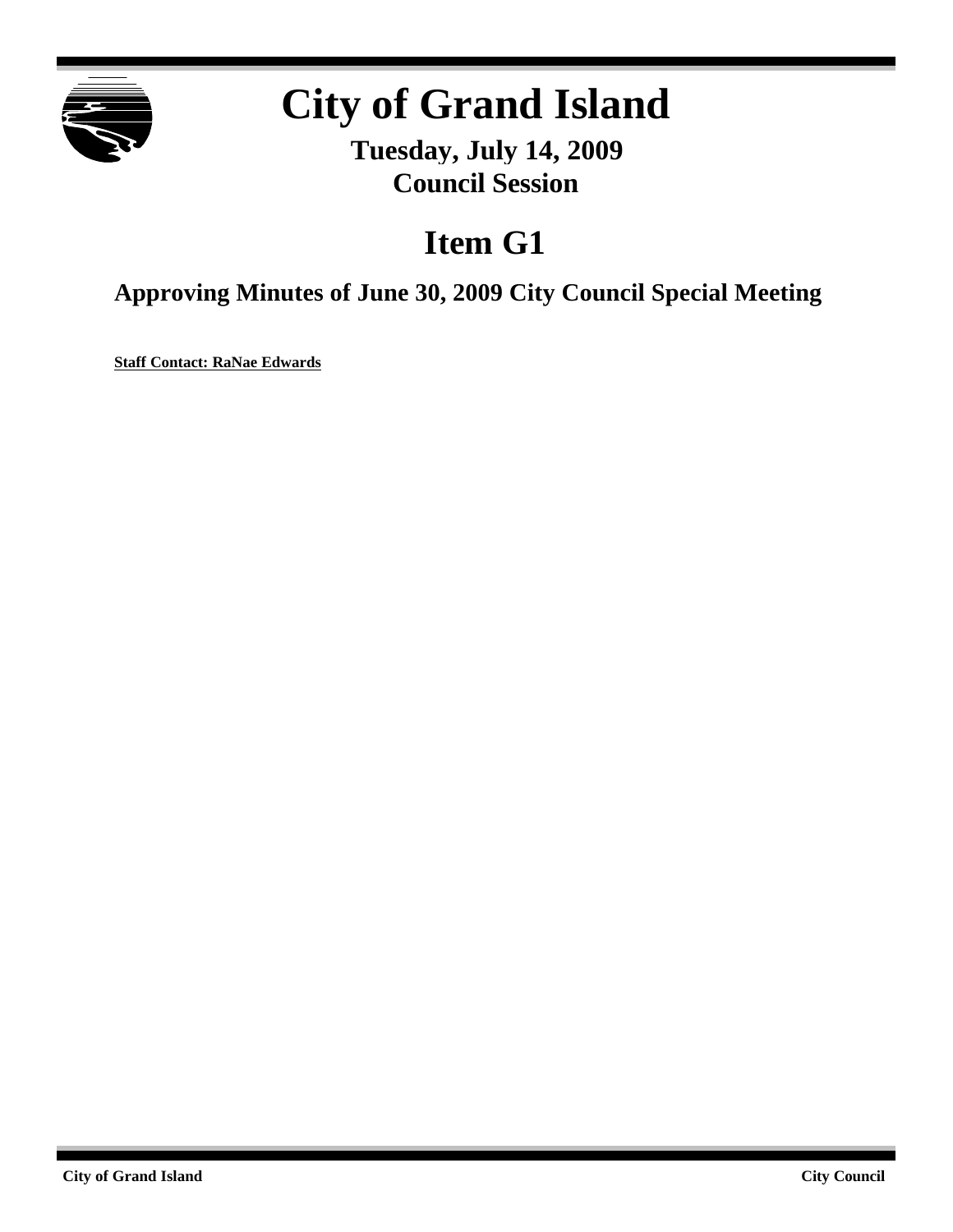# City of Grand Island

**Tuesday, July 14, 2009**
**Council Session**

## Item G1

### Approving Minutes of June 30, 2009 City Council Special Meeting

**Staff Contact: RaNae Edwards**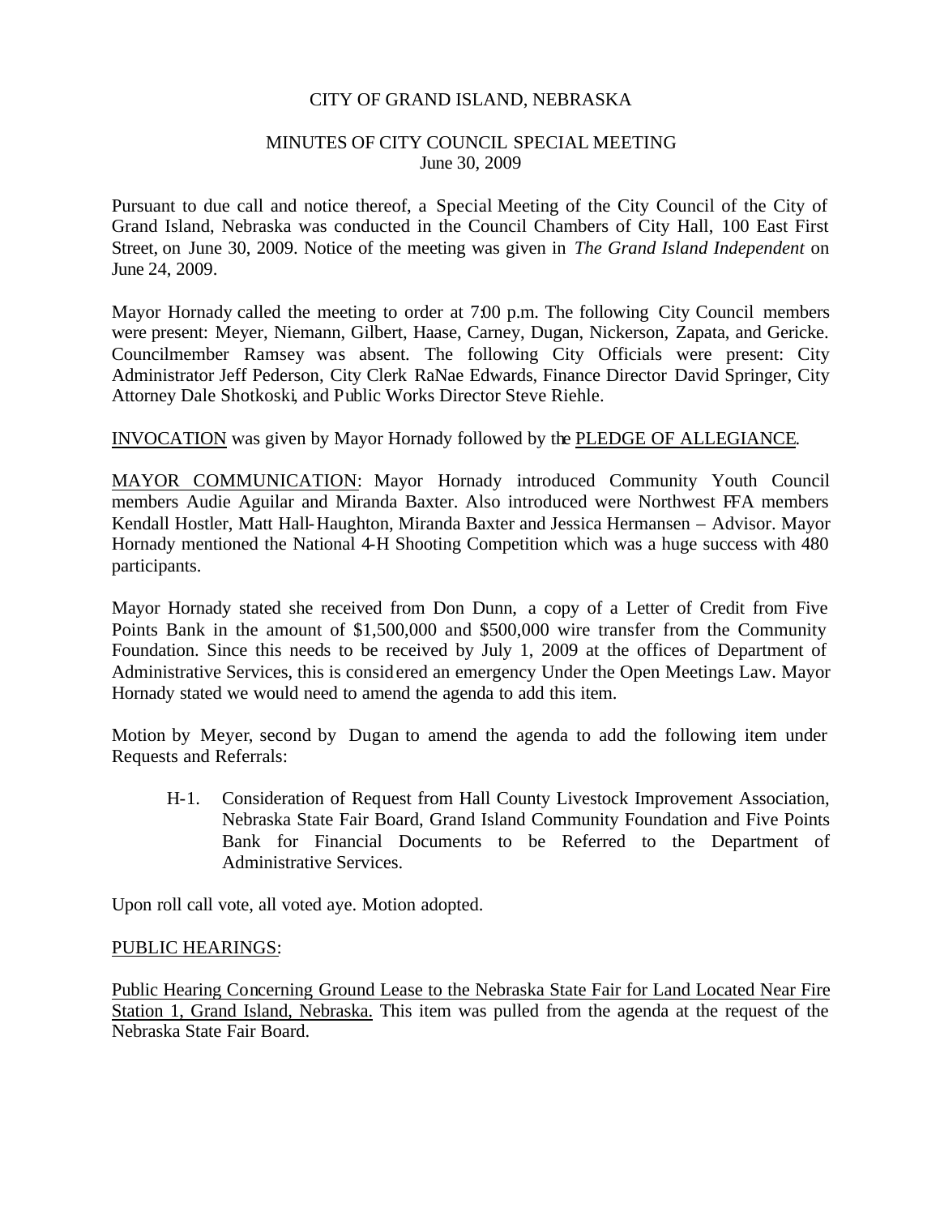CITY OF GRAND ISLAND, NEBRASKA

MINUTES OF CITY COUNCIL SPECIAL MEETING
June 30, 2009

Pursuant to due call and notice thereof, a Special Meeting of the City Council of the City of Grand Island, Nebraska was conducted in the Council Chambers of City Hall, 100 East First Street, on June 30, 2009. Notice of the meeting was given in *The Grand Island Independent* on June 24, 2009.

Mayor Hornady called the meeting to order at 7:00 p.m. The following City Council members were present: Meyer, Niemann, Gilbert, Haase, Carney, Dugan, Nickerson, Zapata, and Gericke. Councilmember Ramsey was absent. The following City Officials were present: City Administrator Jeff Pederson, City Clerk RaNae Edwards, Finance Director David Springer, City Attorney Dale Shotkoski, and Public Works Director Steve Riehle.

INVOCATION was given by Mayor Hornady followed by the PLEDGE OF ALLEGIANCE.

MAYOR COMMUNICATION: Mayor Hornady introduced Community Youth Council members Audie Aguilar and Miranda Baxter. Also introduced were Northwest FFA members Kendall Hostler, Matt Hall-Haughton, Miranda Baxter and Jessica Hermansen – Advisor. Mayor Hornady mentioned the National 4-H Shooting Competition which was a huge success with 480 participants.

Mayor Hornady stated she received from Don Dunn, a copy of a Letter of Credit from Five Points Bank in the amount of $1,500,000 and $500,000 wire transfer from the Community Foundation. Since this needs to be received by July 1, 2009 at the offices of Department of Administrative Services, this is considered an emergency Under the Open Meetings Law. Mayor Hornady stated we would need to amend the agenda to add this item.

Motion by Meyer, second by Dugan to amend the agenda to add the following item under Requests and Referrals:

H-1. Consideration of Request from Hall County Livestock Improvement Association, Nebraska State Fair Board, Grand Island Community Foundation and Five Points Bank for Financial Documents to be Referred to the Department of Administrative Services.

Upon roll call vote, all voted aye. Motion adopted.

PUBLIC HEARINGS:

Public Hearing Concerning Ground Lease to the Nebraska State Fair for Land Located Near Fire Station 1, Grand Island, Nebraska. This item was pulled from the agenda at the request of the Nebraska State Fair Board.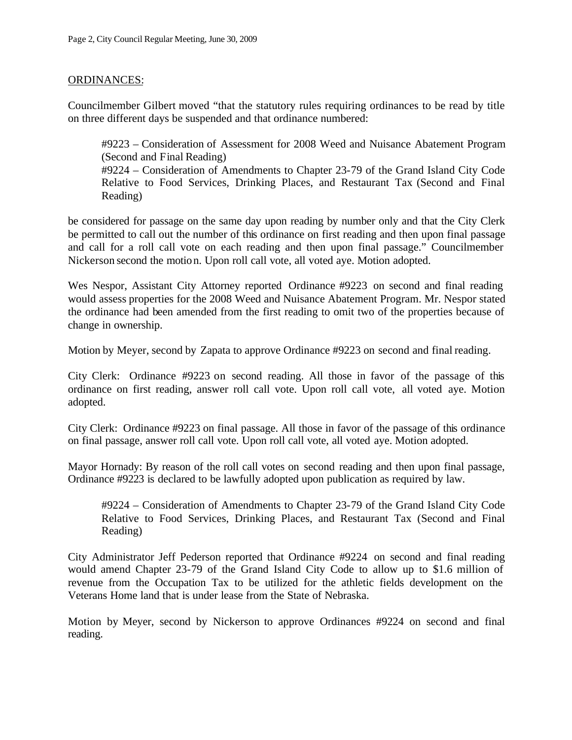## ORDINANCES:

Councilmember Gilbert moved "that the statutory rules requiring ordinances to be read by title on three different days be suspended and that ordinance numbered:

> #9223 – Consideration of Assessment for 2008 Weed and Nuisance Abatement Program (Second and Final Reading)
> #9224 – Consideration of Amendments to Chapter 23-79 of the Grand Island City Code Relative to Food Services, Drinking Places, and Restaurant Tax (Second and Final Reading)

be considered for passage on the same day upon reading by number only and that the City Clerk be permitted to call out the number of this ordinance on first reading and then upon final passage and call for a roll call vote on each reading and then upon final passage." Councilmember Nickerson second the motion. Upon roll call vote, all voted aye. Motion adopted.

Wes Nespor, Assistant City Attorney reported Ordinance #9223 on second and final reading would assess properties for the 2008 Weed and Nuisance Abatement Program. Mr. Nespor stated the ordinance had been amended from the first reading to omit two of the properties because of change in ownership.

Motion by Meyer, second by Zapata to approve Ordinance #9223 on second and final reading.

City Clerk: Ordinance #9223 on second reading. All those in favor of the passage of this ordinance on first reading, answer roll call vote. Upon roll call vote, all voted aye. Motion adopted.

City Clerk: Ordinance #9223 on final passage. All those in favor of the passage of this ordinance on final passage, answer roll call vote. Upon roll call vote, all voted aye. Motion adopted.

Mayor Hornady: By reason of the roll call votes on second reading and then upon final passage, Ordinance #9223 is declared to be lawfully adopted upon publication as required by law.

> #9224 – Consideration of Amendments to Chapter 23-79 of the Grand Island City Code Relative to Food Services, Drinking Places, and Restaurant Tax (Second and Final Reading)

City Administrator Jeff Pederson reported that Ordinance #9224 on second and final reading would amend Chapter 23-79 of the Grand Island City Code to allow up to $1.6 million of revenue from the Occupation Tax to be utilized for the athletic fields development on the Veterans Home land that is under lease from the State of Nebraska.

Motion by Meyer, second by Nickerson to approve Ordinances #9224 on second and final reading.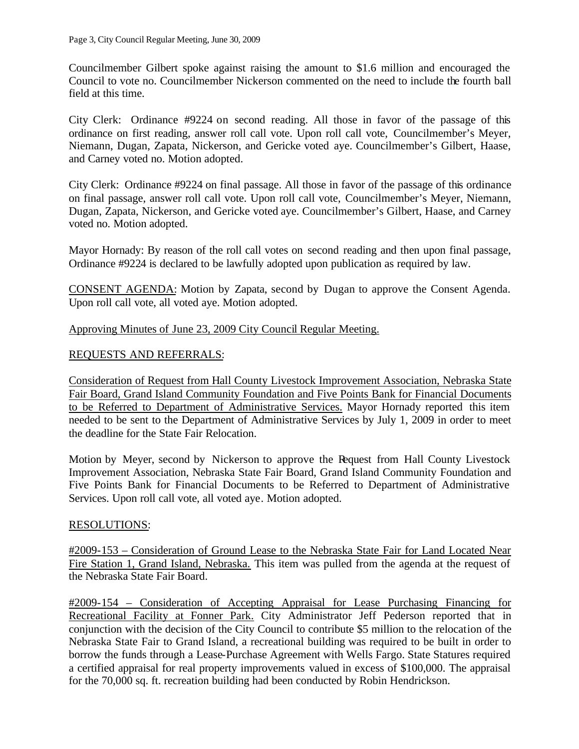Councilmember Gilbert spoke against raising the amount to $1.6 million and encouraged the Council to vote no. Councilmember Nickerson commented on the need to include the fourth ball field at this time.

City Clerk: Ordinance #9224 on second reading. All those in favor of the passage of this ordinance on first reading, answer roll call vote. Upon roll call vote, Councilmember's Meyer, Niemann, Dugan, Zapata, Nickerson, and Gericke voted aye. Councilmember's Gilbert, Haase, and Carney voted no. Motion adopted.

City Clerk: Ordinance #9224 on final passage. All those in favor of the passage of this ordinance on final passage, answer roll call vote. Upon roll call vote, Councilmember's Meyer, Niemann, Dugan, Zapata, Nickerson, and Gericke voted aye. Councilmember's Gilbert, Haase, and Carney voted no. Motion adopted.

Mayor Hornady: By reason of the roll call votes on second reading and then upon final passage, Ordinance #9224 is declared to be lawfully adopted upon publication as required by law.

CONSENT AGENDA: Motion by Zapata, second by Dugan to approve the Consent Agenda. Upon roll call vote, all voted aye. Motion adopted.

Approving Minutes of June 23, 2009 City Council Regular Meeting.

REQUESTS AND REFERRALS:

Consideration of Request from Hall County Livestock Improvement Association, Nebraska State Fair Board, Grand Island Community Foundation and Five Points Bank for Financial Documents to be Referred to Department of Administrative Services. Mayor Hornady reported this item needed to be sent to the Department of Administrative Services by July 1, 2009 in order to meet the deadline for the State Fair Relocation.

Motion by Meyer, second by Nickerson to approve the Request from Hall County Livestock Improvement Association, Nebraska State Fair Board, Grand Island Community Foundation and Five Points Bank for Financial Documents to be Referred to Department of Administrative Services. Upon roll call vote, all voted aye. Motion adopted.

RESOLUTIONS:

#2009-153 – Consideration of Ground Lease to the Nebraska State Fair for Land Located Near Fire Station 1, Grand Island, Nebraska. This item was pulled from the agenda at the request of the Nebraska State Fair Board.

#2009-154 – Consideration of Accepting Appraisal for Lease Purchasing Financing for Recreational Facility at Fonner Park. City Administrator Jeff Pederson reported that in conjunction with the decision of the City Council to contribute $5 million to the relocation of the Nebraska State Fair to Grand Island, a recreational building was required to be built in order to borrow the funds through a Lease-Purchase Agreement with Wells Fargo. State Statures required a certified appraisal for real property improvements valued in excess of $100,000. The appraisal for the 70,000 sq. ft. recreation building had been conducted by Robin Hendrickson.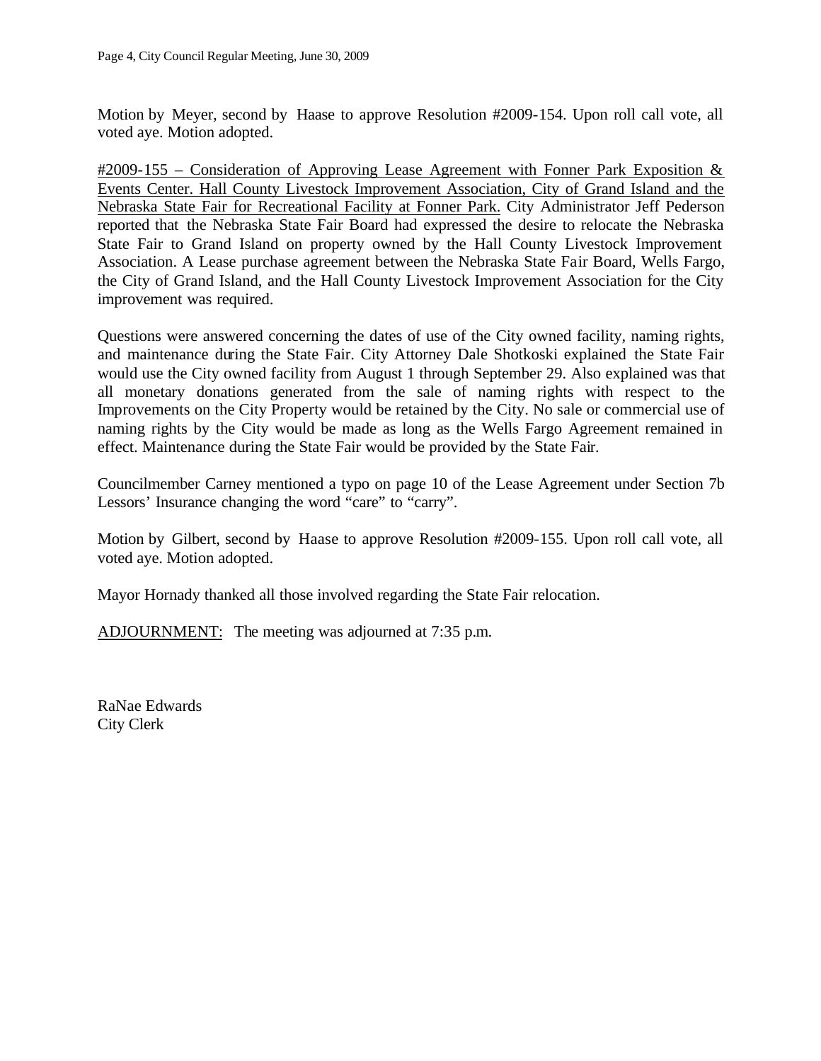Motion by Meyer, second by Haase to approve Resolution #2009-154. Upon roll call vote, all voted aye. Motion adopted.

<u>#2009-155 – Consideration of Approving Lease Agreement with Fonner Park Exposition & Events Center. Hall County Livestock Improvement Association, City of Grand Island and the Nebraska State Fair for Recreational Facility at Fonner Park.</u> City Administrator Jeff Pederson reported that the Nebraska State Fair Board had expressed the desire to relocate the Nebraska State Fair to Grand Island on property owned by the Hall County Livestock Improvement Association. A Lease purchase agreement between the Nebraska State Fair Board, Wells Fargo, the City of Grand Island, and the Hall County Livestock Improvement Association for the City improvement was required.

Questions were answered concerning the dates of use of the City owned facility, naming rights, and maintenance during the State Fair. City Attorney Dale Shotkoski explained the State Fair would use the City owned facility from August 1 through September 29. Also explained was that all monetary donations generated from the sale of naming rights with respect to the Improvements on the City Property would be retained by the City. No sale or commercial use of naming rights by the City would be made as long as the Wells Fargo Agreement remained in effect. Maintenance during the State Fair would be provided by the State Fair.

Councilmember Carney mentioned a typo on page 10 of the Lease Agreement under Section 7b Lessors' Insurance changing the word "care" to "carry".

Motion by Gilbert, second by Haase to approve Resolution #2009-155. Upon roll call vote, all voted aye. Motion adopted.

Mayor Hornady thanked all those involved regarding the State Fair relocation.

<u>ADJOURNMENT:</u> The meeting was adjourned at 7:35 p.m.

RaNae Edwards
City Clerk